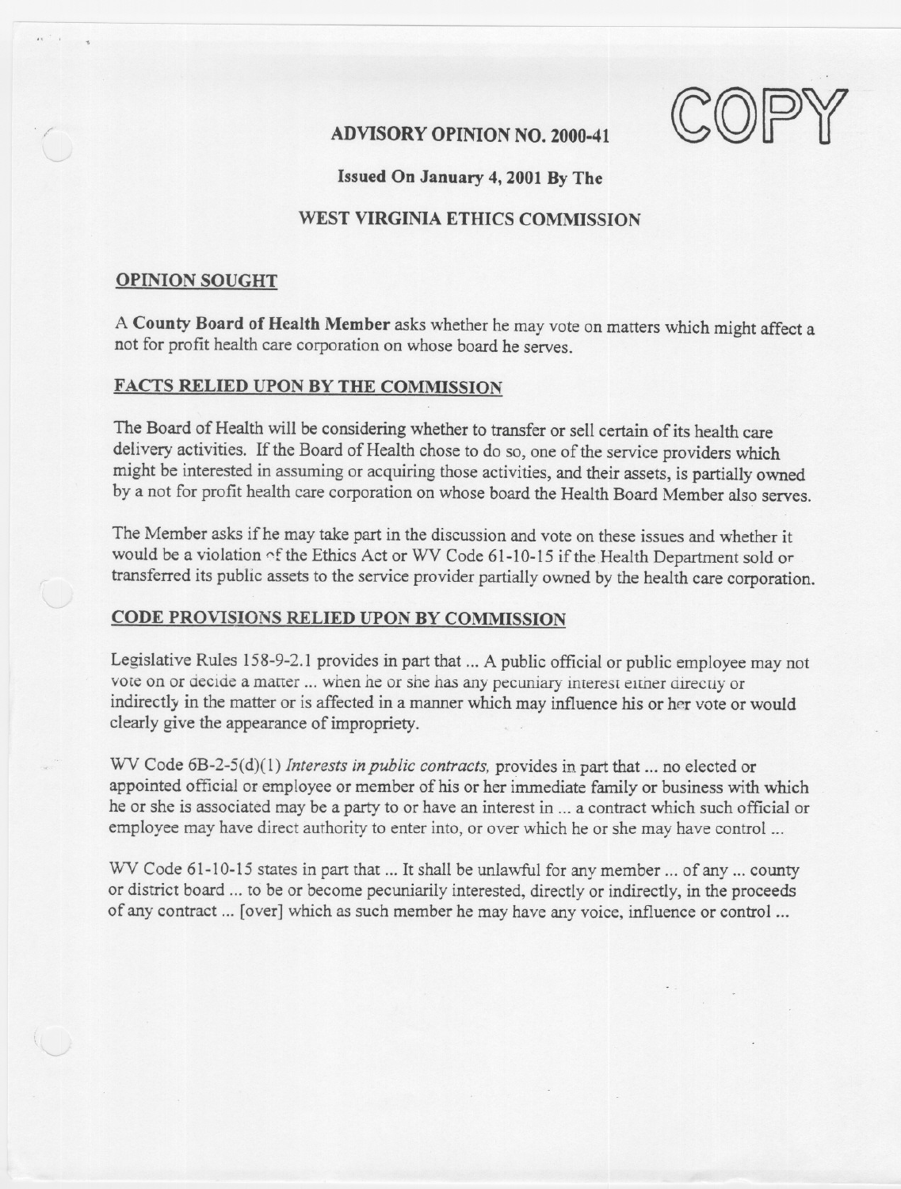# ADVISORY OPINION NO. 2000-41

COPY

**Issued On January 4, 2001 By The**

**WEST VIRGINIA ETHICS COMMISSION**

## OPINION SOUGHT

A **County Board of Health Member** asks whether he may vote on matters which might affect a not for profit health care corporation on whose board he serves.

## FACTS RELIED UPON BY THE COMMISSION

The Board of Health will be considering whether to transfer or sell certain of its health care delivery activities. If the Board of Health chose to do so, one of the service providers which might be interested in assuming or acquiring those activities, and their assets, is partially owned by a not for profit health care corporation on whose board the Health Board Member also serves.

The Member asks if he may take part in the discussion and vote on these issues and whether it would be a violation of the Ethics Act or WV Code 61-10-15 if the Health Department sold or transferred its public assets to the service provider partially owned by the health care corporation.

## CODE PROVISIONS RELIED UPON BY COMMISSION

Legislative Rules 158-9-2.1 provides in part that ... A public official or public employee may not vote on or decide a matter ... when he or she has any pecuniary interest either directly or indirectly in the matter or is affected in a manner which may influence his or her vote or would clearly give the appearance of impropriety.

WV Code 6B-2-5(d)(1) *Interests in public contracts,* provides in part that ... no elected or appointed official or employee or member of his or her immediate family or business with which he or she is associated may be a party to or have an interest in ... a contract which such official or employee may have direct authority to enter into, or over which he or she may have control ...

WV Code 61-10-15 states in part that ... It shall be unlawful for any member ... of any ... county or district board ... to be or become pecuniarily interested, directly or indirectly, in the proceeds of any contract ... [over] which as such member he may have any voice, influence or control ...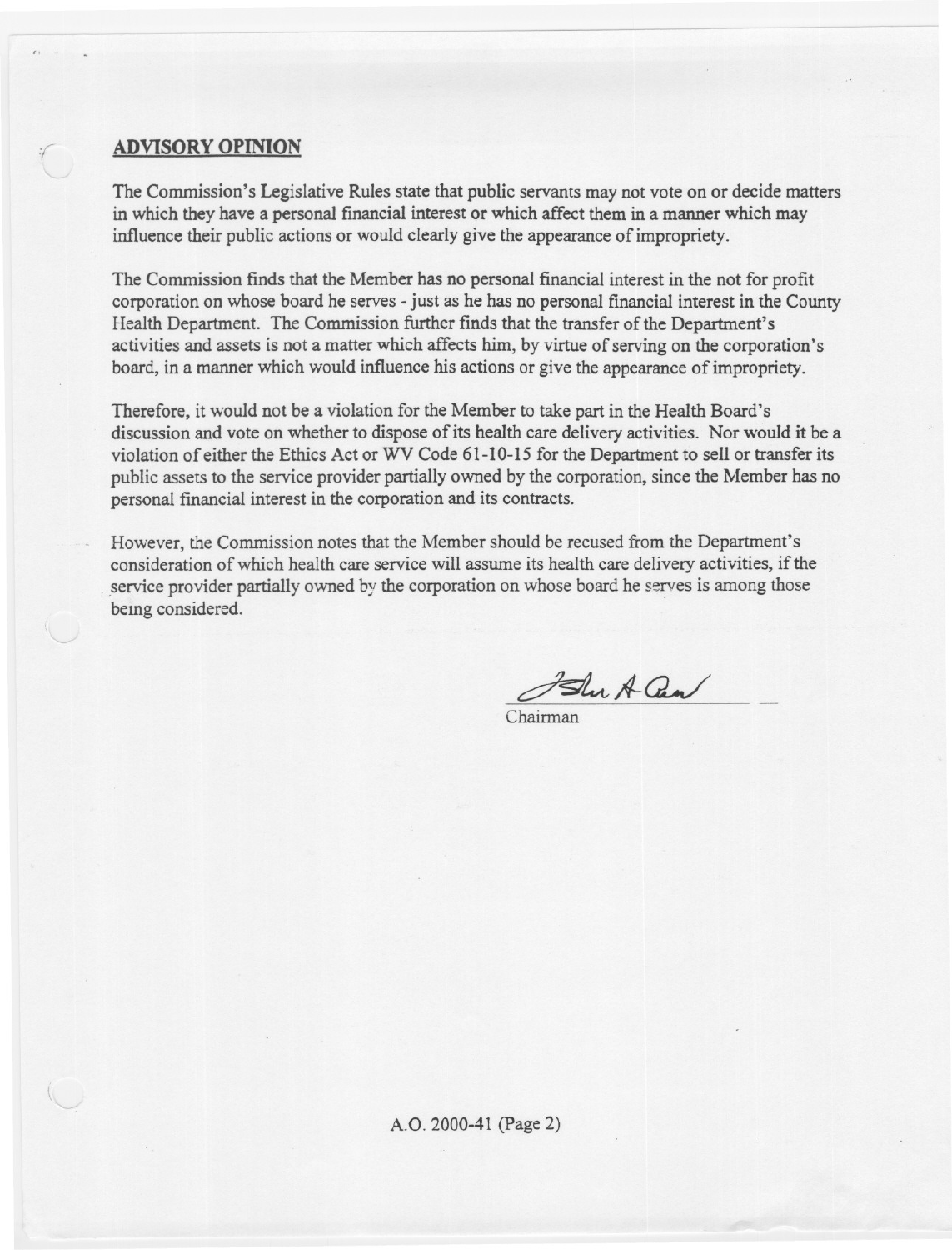## ADVISORY OPINION

The Commission's Legislative Rules state that public servants may not vote on or decide matters in which they have a personal financial interest or which affect them in a manner which may influence their public actions or would clearly give the appearance of impropriety.

The Commission finds that the Member has no personal financial interest in the not for profit corporation on whose board he serves - just as he has no personal financial interest in the County Health Department. The Commission further finds that the transfer of the Department's activities and assets is not a matter which affects him, by virtue of serving on the corporation's board, in a manner which would influence his actions or give the appearance of impropriety.

Therefore, it would not be a violation for the Member to take part in the Health Board's discussion and vote on whether to dispose of its health care delivery activities. Nor would it be a violation of either the Ethics Act or WV Code 61-10-15 for the Department to sell or transfer its public assets to the service provider partially owned by the corporation, since the Member has no personal financial interest in the corporation and its contracts.

However, the Commission notes that the Member should be recused from the Department's consideration of which health care service will assume its health care delivery activities, if the service provider partially owned by the corporation on whose board he serves is among those being considered.

Chairman

A.O. 2000-41 (Page 2)